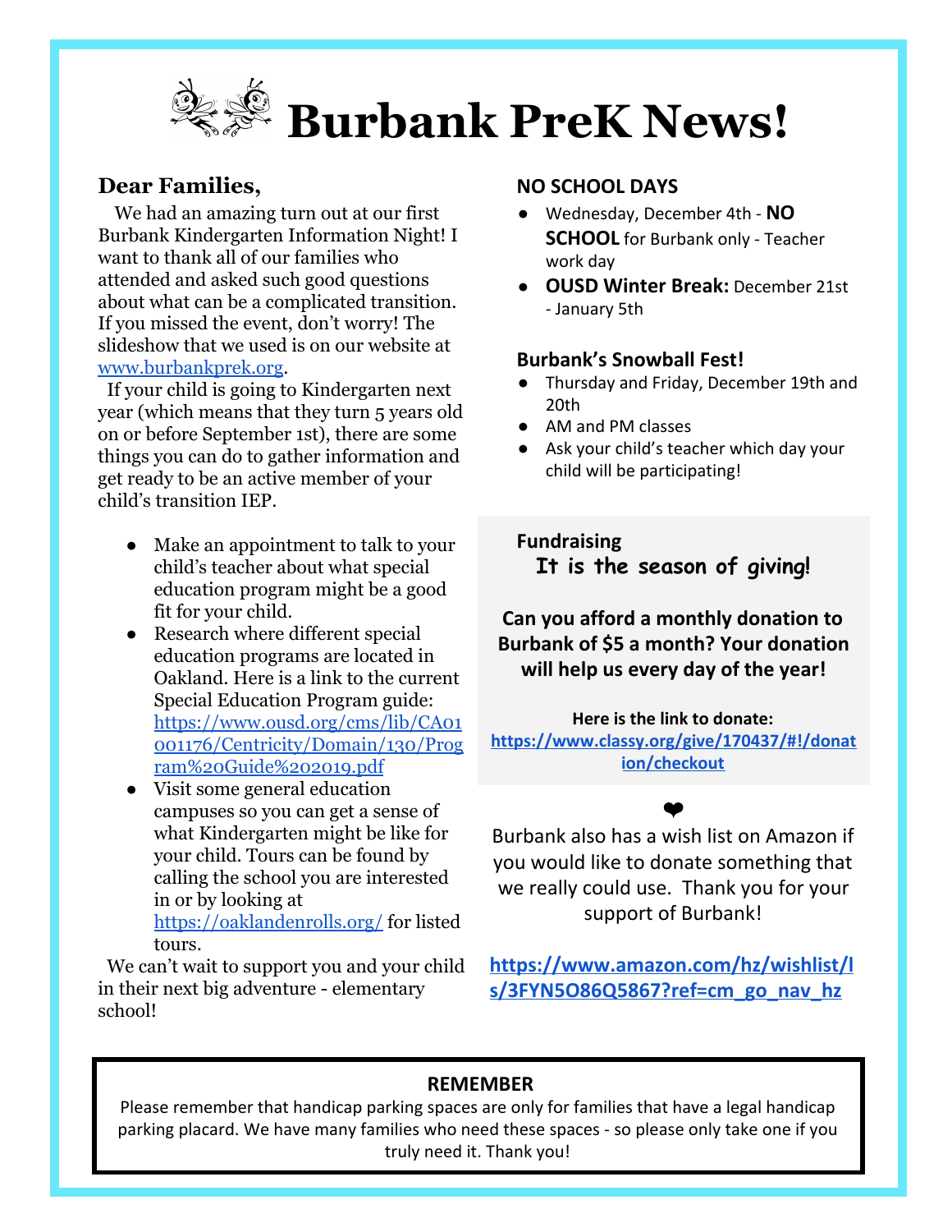# Burbank PreK News!

## Dear Families,

We had an amazing turn out at our first Burbank Kindergarten Information Night! I want to thank all of our families who attended and asked such good questions about what can be a complicated transition. If you missed the event, don't worry! The slideshow that we used is on our website at www.burbankprek.org.

If your child is going to Kindergarten next year (which means that they turn 5 years old on or before September 1st), there are some things you can do to gather information and get ready to be an active member of your child's transition IEP.

- Make an appointment to talk to your child's teacher about what special education program might be a good fit for your child.
- Research where different special education programs are located in Oakland. Here is a link to the current Special Education Program guide: https://www.ousd.org/cms/lib/CA01001176/Centricity/Domain/130/Program%20Guide%202019.pdf
- Visit some general education campuses so you can get a sense of what Kindergarten might be like for your child. Tours can be found by calling the school you are interested in or by looking at https://oaklandenrolls.org/ for listed tours.

We can't wait to support you and your child in their next big adventure - elementary school!

### NO SCHOOL DAYS

- Wednesday, December 4th - **NO SCHOOL** for Burbank only - Teacher work day
- **OUSD Winter Break:** December 21st - January 5th

### Burbank's Snowball Fest!

- Thursday and Friday, December 19th and 20th
- AM and PM classes
- Ask your child's teacher which day your child will be participating!

### Fundraising

**It is the season of giving!**

**Can you afford a monthly donation to Burbank of $5 a month? Your donation will help us every day of the year!**

**Here is the link to donate:**
**https://www.classy.org/give/170437/#!/donation/checkout**

❤

Burbank also has a wish list on Amazon if you would like to donate something that we really could use. Thank you for your support of Burbank!

**https://www.amazon.com/hz/wishlist/ls/3FYN5O86Q5867?ref=cm_go_nav_hz**

### REMEMBER

Please remember that handicap parking spaces are only for families that have a legal handicap parking placard. We have many families who need these spaces - so please only take one if you truly need it. Thank you!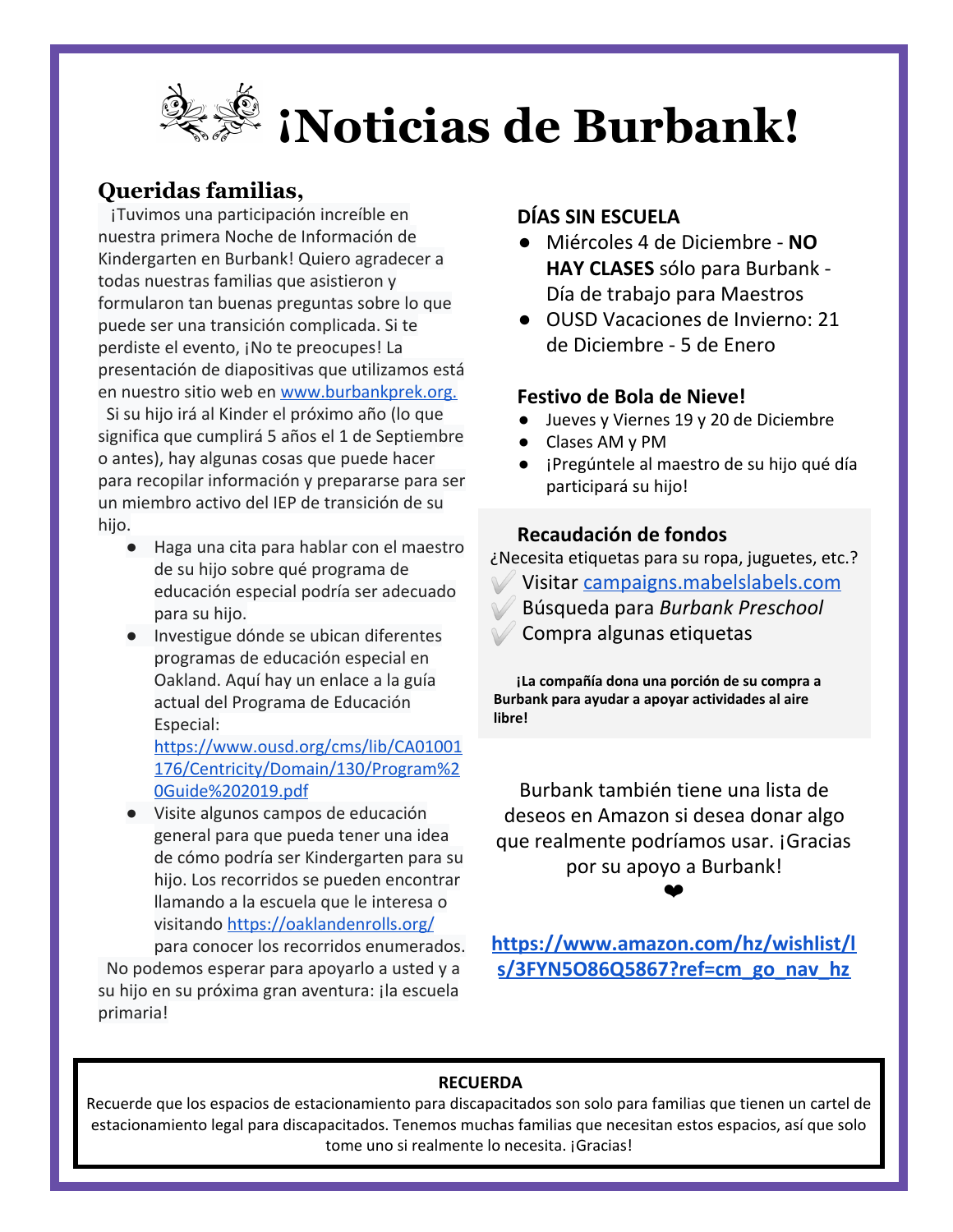# ¡Noticias de Burbank!

## Queridas familias,

¡Tuvimos una participación increíble en nuestra primera Noche de Información de Kindergarten en Burbank! Quiero agradecer a todas nuestras familias que asistieron y formularon tan buenas preguntas sobre lo que puede ser una transición complicada. Si te perdiste el evento, ¡No te preocupes! La presentación de diapositivas que utilizamos está en nuestro sitio web en www.burbankprek.org.

Si su hijo irá al Kinder el próximo año (lo que significa que cumplirá 5 años el 1 de Septiembre o antes), hay algunas cosas que puede hacer para recopilar información y prepararse para ser un miembro activo del IEP de transición de su hijo.

- Haga una cita para hablar con el maestro de su hijo sobre qué programa de educación especial podría ser adecuado para su hijo.
- Investigue dónde se ubican diferentes programas de educación especial en Oakland. Aquí hay un enlace a la guía actual del Programa de Educación Especial: https://www.ousd.org/cms/lib/CA01001176/Centricity/Domain/130/Program%20Guide%202019.pdf
- Visite algunos campos de educación general para que pueda tener una idea de cómo podría ser Kindergarten para su hijo. Los recorridos se pueden encontrar llamando a la escuela que le interesa o visitando https://oaklandenrolls.org/ para conocer los recorridos enumerados.

No podemos esperar para apoyarlo a usted y a su hijo en su próxima gran aventura: ¡la escuela primaria!

### DÍAS SIN ESCUELA

- Miércoles 4 de Diciembre - **NO HAY CLASES** sólo para Burbank - Día de trabajo para Maestros
- OUSD Vacaciones de Invierno: 21 de Diciembre - 5 de Enero

### Festivo de Bola de Nieve!

- Jueves y Viernes 19 y 20 de Diciembre
- Clases AM y PM
- ¡Pregúntele al maestro de su hijo qué día participará su hijo!

### Recaudación de fondos

¿Necesita etiquetas para su ropa, juguetes, etc.?

- ✓ Visitar campaigns.mabelslabels.com
- ✓ Búsqueda para *Burbank Preschool*
- ✓ Compra algunas etiquetas

**¡La compañía dona una porción de su compra a Burbank para ayudar a apoyar actividades al aire libre!**

Burbank también tiene una lista de deseos en Amazon si desea donar algo que realmente podríamos usar. ¡Gracias por su apoyo a Burbank! ❤

**https://www.amazon.com/hz/wishlist/ls/3FYN5O86Q5867?ref=cm_go_nav_hz**

**RECUERDA**

Recuerde que los espacios de estacionamiento para discapacitados son solo para familias que tienen un cartel de estacionamiento legal para discapacitados. Tenemos muchas familias que necesitan estos espacios, así que solo tome uno si realmente lo necesita. ¡Gracias!